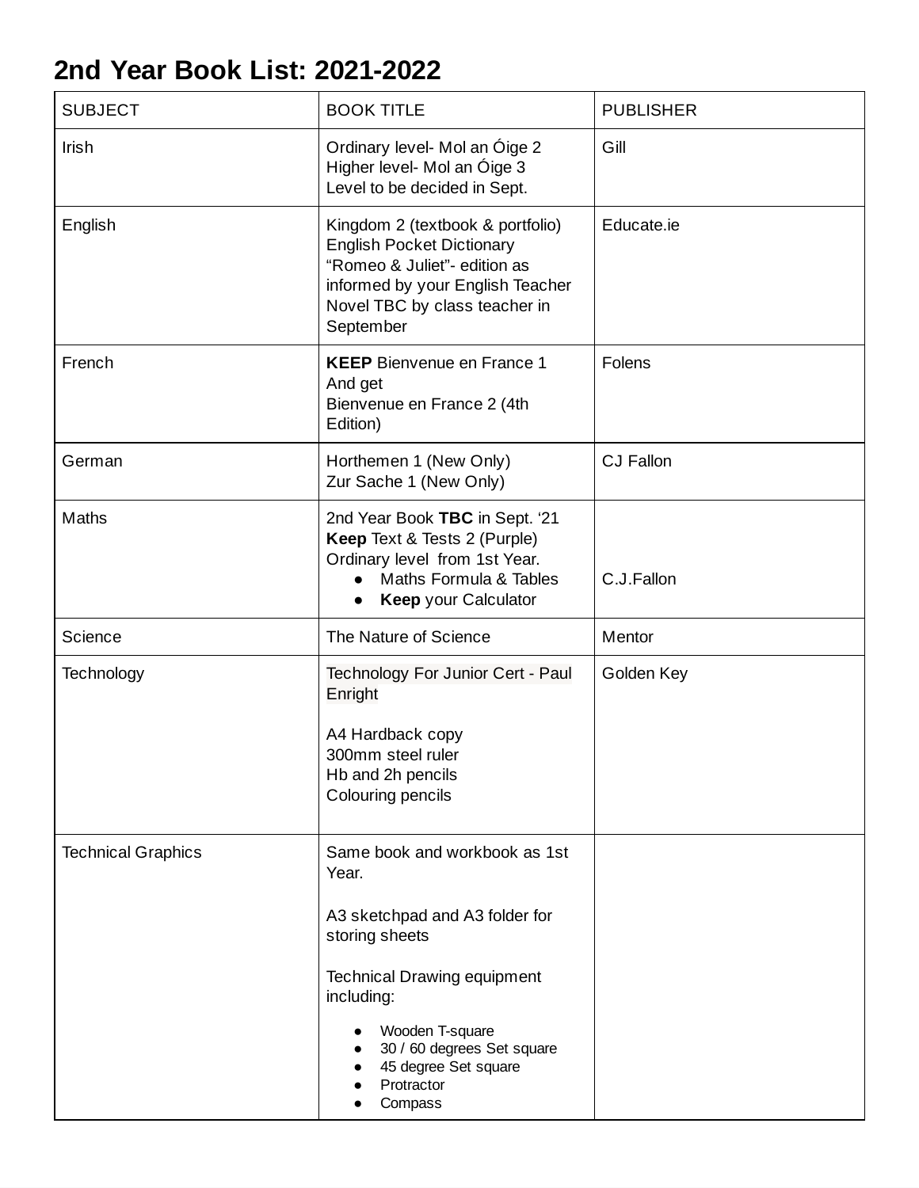# 2nd Year Book List: 2021-2022

| SUBJECT | BOOK TITLE | PUBLISHER |
| --- | --- | --- |
| Irish | Ordinary level- Mol an Óige 2<br>Higher level- Mol an Óige 3<br>Level to be decided in Sept. | Gill |
| English | Kingdom 2 (textbook & portfolio)<br>English Pocket Dictionary<br>“Romeo & Juliet”- edition as informed by your English Teacher<br>Novel TBC by class teacher in September | Educate.ie |
| French | **KEEP** Bienvenue en France 1<br>And get<br>Bienvenue en France 2 (4th Edition) | Folens |
| German | Horthemen 1 (New Only)<br>Zur Sache 1 (New Only) | CJ Fallon |
| Maths | 2nd Year Book **TBC** in Sept. ‘21<br>**Keep** Text & Tests 2 (Purple) Ordinary level from 1st Year.<br>• Maths Formula & Tables<br>• **Keep** your Calculator | C.J.Fallon |
| Science | The Nature of Science | Mentor |
| Technology | Technology For Junior Cert - Paul Enright<br><br>A4 Hardback copy<br>300mm steel ruler<br>Hb and 2h pencils<br>Colouring pencils | Golden Key |
| Technical Graphics | Same book and workbook as 1st Year.<br><br>A3 sketchpad and A3 folder for storing sheets<br><br>Technical Drawing equipment including:<br>• Wooden T-square<br>• 30 / 60 degrees Set square<br>• 45 degree Set square<br>• Protractor<br>• Compass | |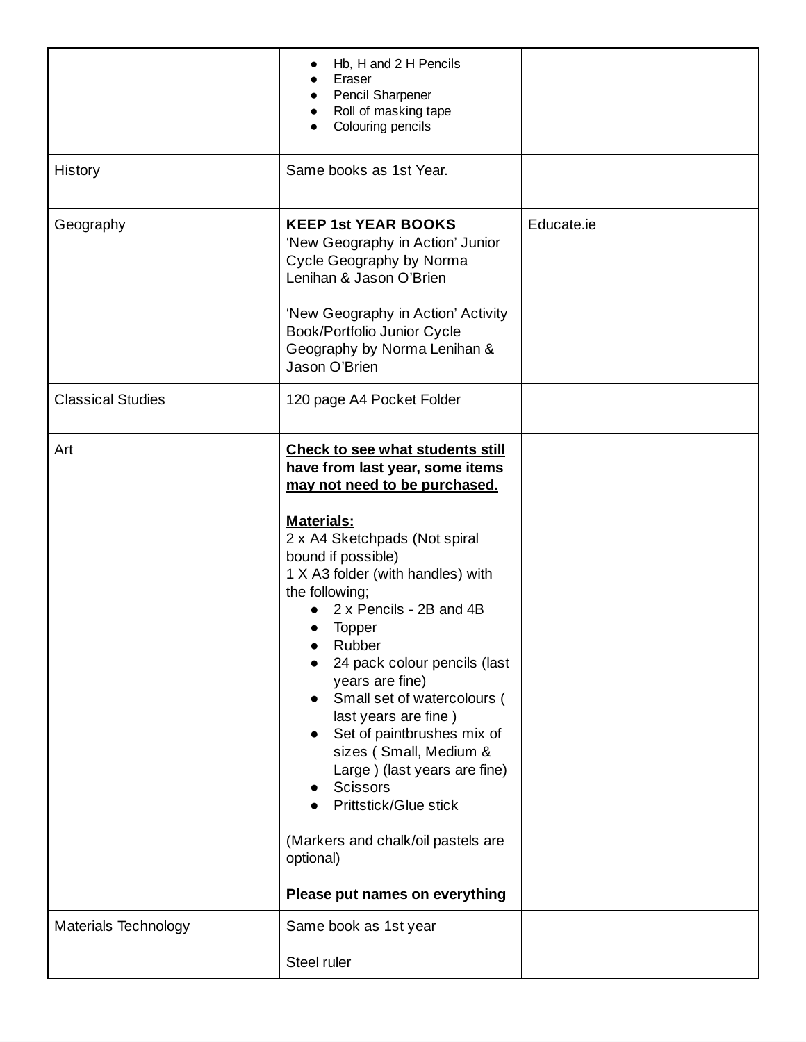| | | |
|---|---|---|
| | • Hb, H and 2 H Pencils<br>• Eraser<br>• Pencil Sharpener<br>• Roll of masking tape<br>• Colouring pencils | |
| History | Same books as 1st Year. | |
| Geography | **KEEP 1st YEAR BOOKS**<br>'New Geography in Action' Junior Cycle Geography by Norma Lenihan & Jason O'Brien<br><br>'New Geography in Action' Activity Book/Portfolio Junior Cycle Geography by Norma Lenihan & Jason O'Brien | Educate.ie |
| Classical Studies | 120 page A4 Pocket Folder | |
| Art | **<u>Check to see what students still have from last year, some items may not need to be purchased.</u>**<br><br>**<u>Materials:</u>**<br>2 x A4 Sketchpads (Not spiral bound if possible)<br>1 X A3 folder (with handles) with the following;<br>• 2 x Pencils - 2B and 4B<br>• Topper<br>• Rubber<br>• 24 pack colour pencils (last years are fine)<br>• Small set of watercolours ( last years are fine )<br>• Set of paintbrushes mix of sizes ( Small, Medium & Large ) (last years are fine)<br>• Scissors<br>• Prittstick/Glue stick<br><br>(Markers and chalk/oil pastels are optional)<br><br>**Please put names on everything** | |
| Materials Technology | Same book as 1st year<br><br>Steel ruler | |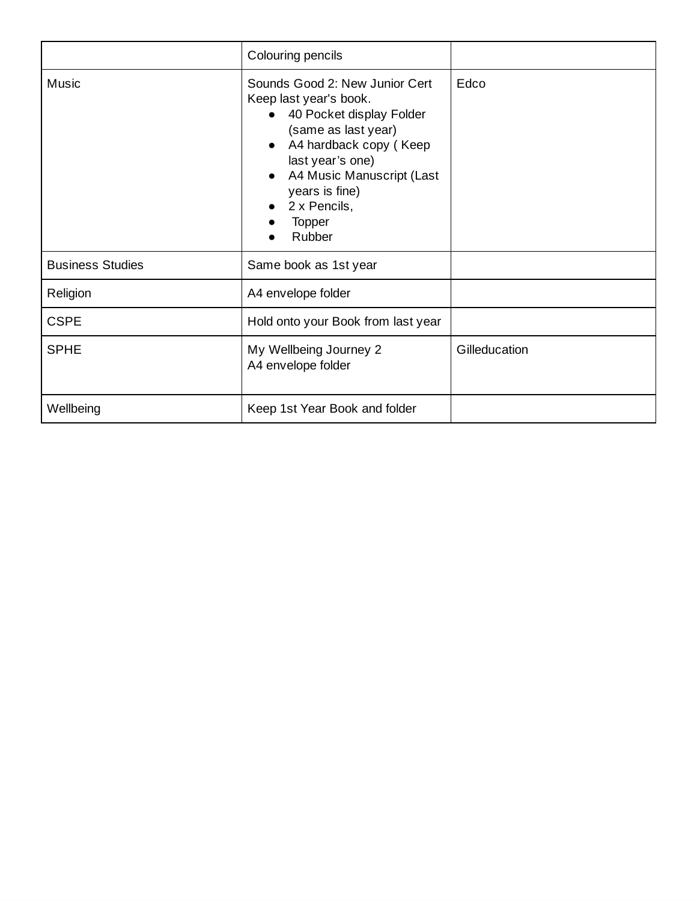| | | |
|---|---|---|
| | Colouring pencils | |
| Music | Sounds Good 2: New Junior Cert<br>Keep last year's book.<br>● 40 Pocket display Folder (same as last year)<br>● A4 hardback copy ( Keep last year's one)<br>● A4 Music Manuscript (Last years is fine)<br>● 2 x Pencils,<br>● Topper<br>● Rubber | Edco |
| Business Studies | Same book as 1st year | |
| Religion | A4 envelope folder | |
| CSPE | Hold onto your Book from last year | |
| SPHE | My Wellbeing Journey 2<br>A4 envelope folder | Gilleducation |
| Wellbeing | Keep 1st Year Book and folder | |